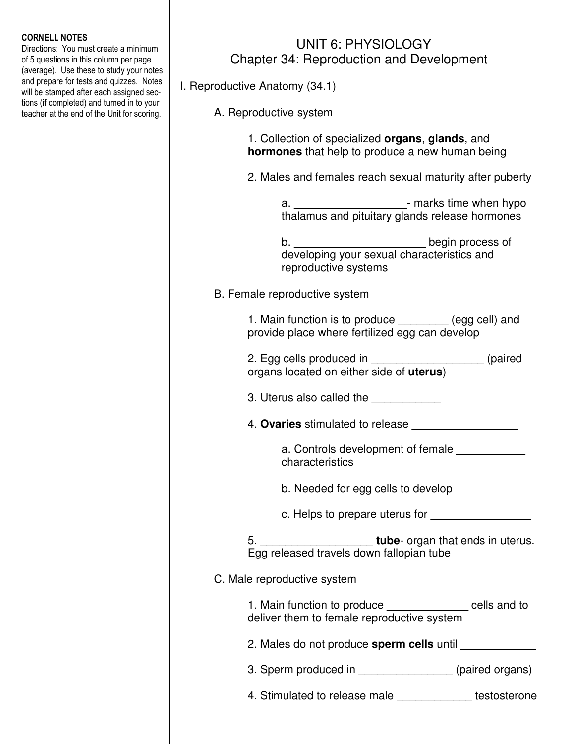**CORNELL NOTES**
Directions: You must create a minimum of 5 questions in this column per page (average). Use these to study your notes and prepare for tests and quizzes. Notes will be stamped after each assigned sections (if completed) and turned in to your teacher at the end of the Unit for scoring.

# UNIT 6: PHYSIOLOGY
## Chapter 34: Reproduction and Development

I. Reproductive Anatomy (34.1)

A. Reproductive system

1. Collection of specialized **organs**, **glands**, and **hormones** that help to produce a new human being

2. Males and females reach sexual maturity after puberty

   a. _________________- marks time when hypo thalamus and pituitary glands release hormones

   b. ____________________ begin process of developing your sexual characteristics and reproductive systems

B. Female reproductive system

1. Main function is to produce ________ (egg cell) and provide place where fertilized egg can develop

2. Egg cells produced in _________________ (paired organs located on either side of **uterus**)

3. Uterus also called the ___________

4. **Ovaries** stimulated to release ________________

   a. Controls development of female ___________ characteristics

   b. Needed for egg cells to develop

   c. Helps to prepare uterus for _______________

5. _________________ **tube**- organ that ends in uterus. Egg released travels down fallopian tube

C. Male reproductive system

1. Main function to produce _____________ cells and to deliver them to female reproductive system

2. Males do not produce **sperm cells** until ____________

3. Sperm produced in _______________ (paired organs)

4. Stimulated to release male ____________ testosterone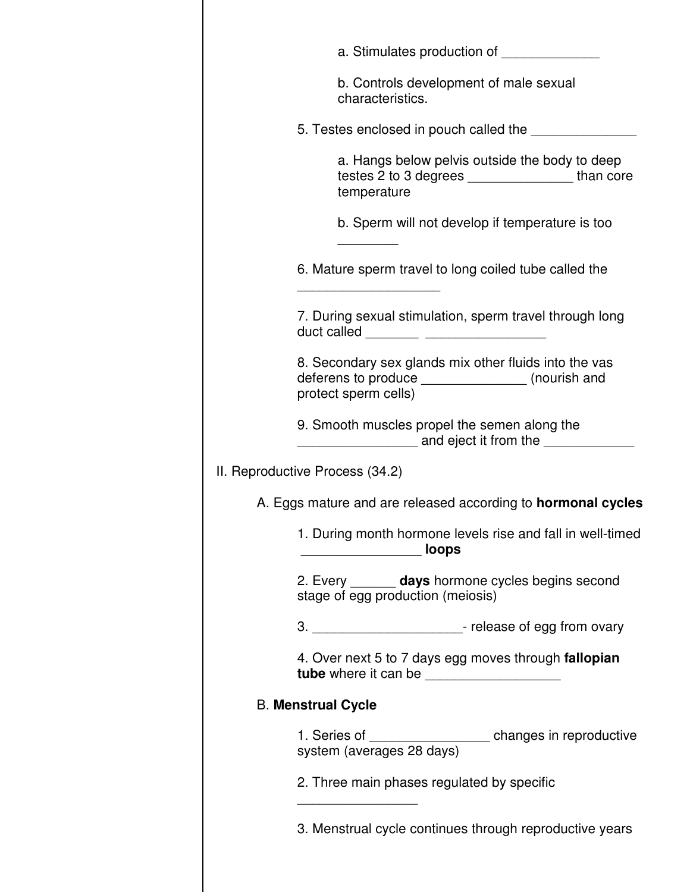a. Stimulates production of _____________

b. Controls development of male sexual characteristics.

5. Testes enclosed in pouch called the ______________

a. Hangs below pelvis outside the body to deep testes 2 to 3 degrees ______________ than core temperature

b. Sperm will not develop if temperature is too ________

6. Mature sperm travel to long coiled tube called the ___________________

7. During sexual stimulation, sperm travel through long duct called _______ ________________

8. Secondary sex glands mix other fluids into the vas deferens to produce ______________ (nourish and protect sperm cells)

9. Smooth muscles propel the semen along the ________________ and eject it from the ____________

II. Reproductive Process (34.2)

A. Eggs mature and are released according to **hormonal cycles**

1. During month hormone levels rise and fall in well-timed ________________ **loops**

2. Every ______ **days** hormone cycles begins second stage of egg production (meiosis)

3. ____________________- release of egg from ovary

4. Over next 5 to 7 days egg moves through **fallopian tube** where it can be __________________

B. **Menstrual Cycle**

1. Series of ________________ changes in reproductive system (averages 28 days)

2. Three main phases regulated by specific ________________

3. Menstrual cycle continues through reproductive years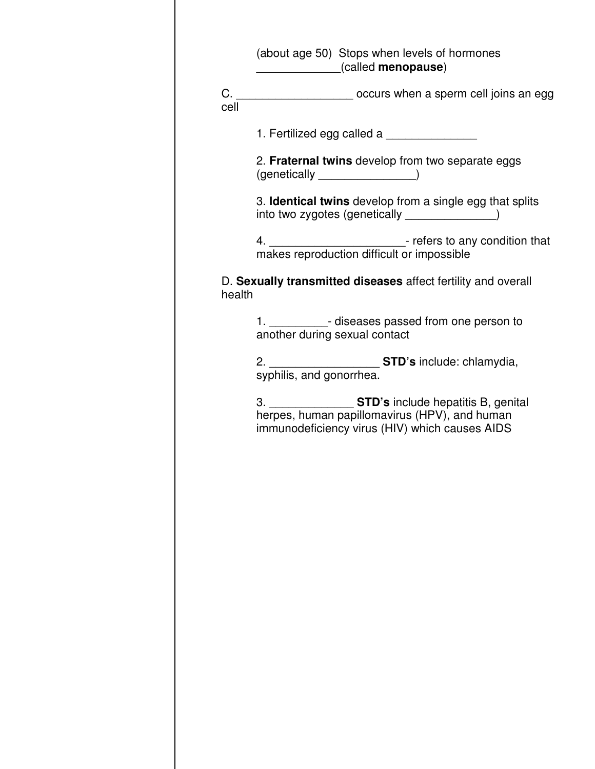(about age 50)  Stops when levels of hormones _____________(called **menopause**)

C. __________________ occurs when a sperm cell joins an egg cell

1. Fertilized egg called a ______________

2. **Fraternal twins** develop from two separate eggs (genetically _______________)

3. **Identical twins** develop from a single egg that splits into two zygotes (genetically ______________)

4. _____________________- refers to any condition that makes reproduction difficult or impossible

D. **Sexually transmitted diseases** affect fertility and overall health

1. _________- diseases passed from one person to another during sexual contact

2. _________________ **STD's** include: chlamydia, syphilis, and gonorrhea.

3. _____________ **STD's** include hepatitis B, genital herpes, human papillomavirus (HPV), and human immunodeficiency virus (HIV) which causes AIDS